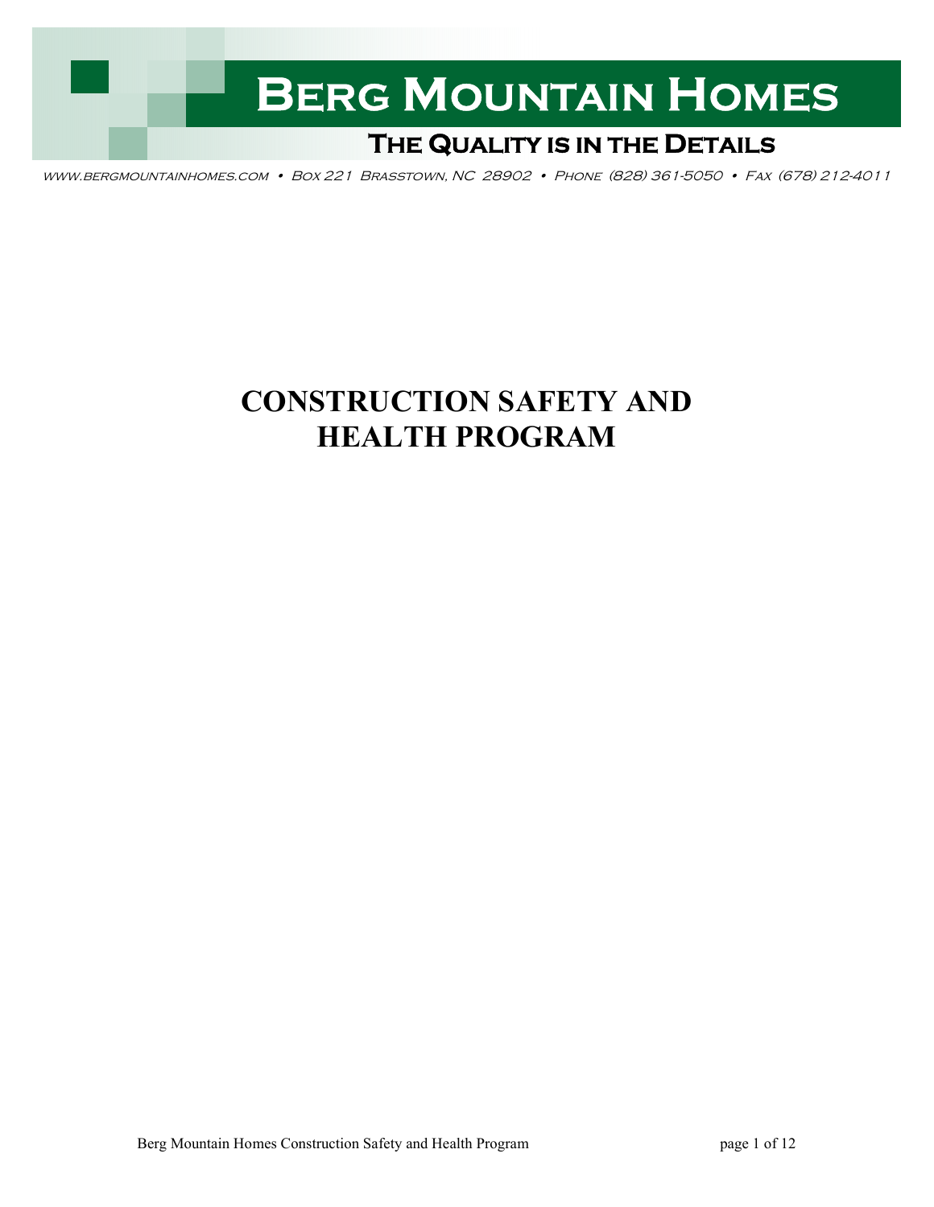# Berg Mountain Homes

**The Quality is in the Details**

www.bergmountainhomes.com • Box 221 Brasstown, NC 28902 • Phone (828) 361-5050 • Fax (678) 212-4011

# CONSTRUCTION SAFETY AND HEALTH PROGRAM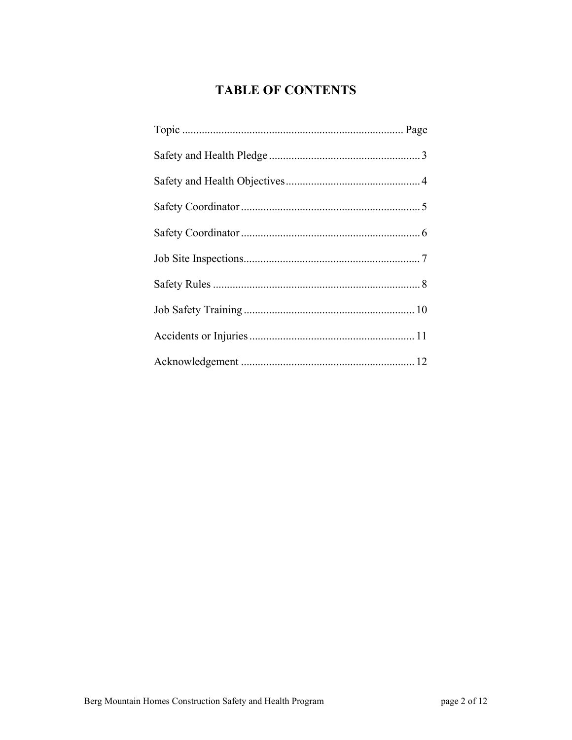# TABLE OF CONTENTS

| Topic | Page |
|---|---|
| Safety and Health Pledge | 3 |
| Safety and Health Objectives | 4 |
| Safety Coordinator | 5 |
| Safety Coordinator | 6 |
| Job Site Inspections | 7 |
| Safety Rules | 8 |
| Job Safety Training | 10 |
| Accidents or Injuries | 11 |
| Acknowledgement | 12 |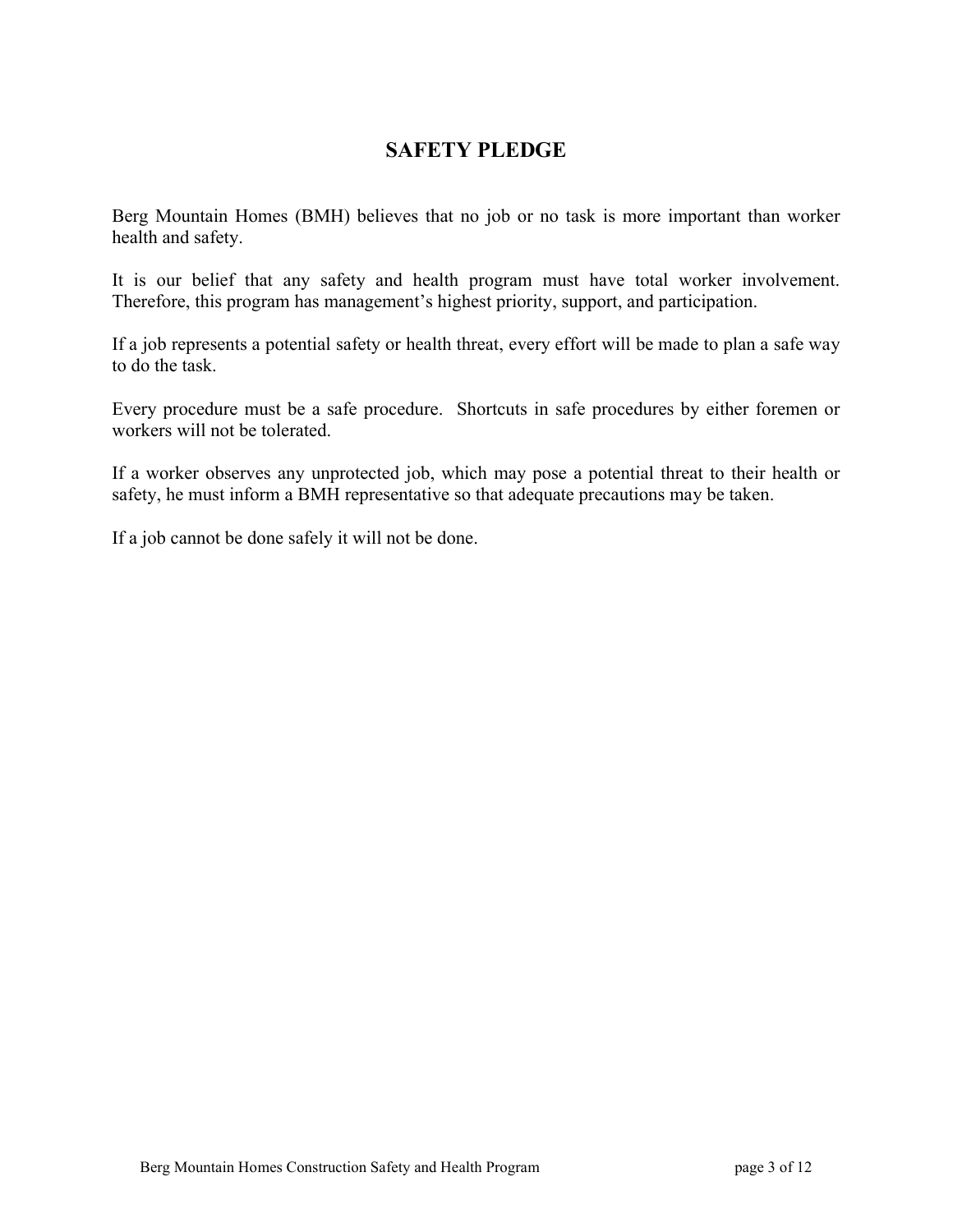# SAFETY PLEDGE

Berg Mountain Homes (BMH) believes that no job or no task is more important than worker health and safety.

It is our belief that any safety and health program must have total worker involvement. Therefore, this program has management's highest priority, support, and participation.

If a job represents a potential safety or health threat, every effort will be made to plan a safe way to do the task.

Every procedure must be a safe procedure. Shortcuts in safe procedures by either foremen or workers will not be tolerated.

If a worker observes any unprotected job, which may pose a potential threat to their health or safety, he must inform a BMH representative so that adequate precautions may be taken.

If a job cannot be done safely it will not be done.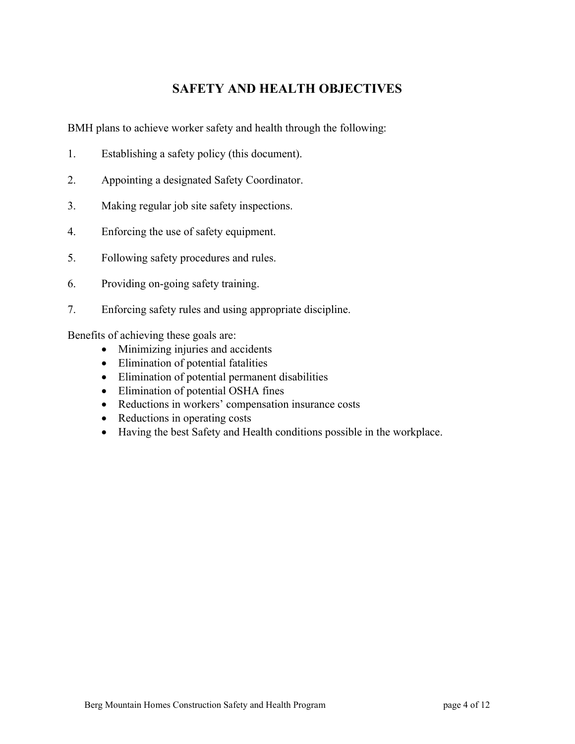# SAFETY AND HEALTH OBJECTIVES

BMH plans to achieve worker safety and health through the following:

1. Establishing a safety policy (this document).
2. Appointing a designated Safety Coordinator.
3. Making regular job site safety inspections.
4. Enforcing the use of safety equipment.
5. Following safety procedures and rules.
6. Providing on-going safety training.
7. Enforcing safety rules and using appropriate discipline.

Benefits of achieving these goals are:

- Minimizing injuries and accidents
- Elimination of potential fatalities
- Elimination of potential permanent disabilities
- Elimination of potential OSHA fines
- Reductions in workers' compensation insurance costs
- Reductions in operating costs
- Having the best Safety and Health conditions possible in the workplace.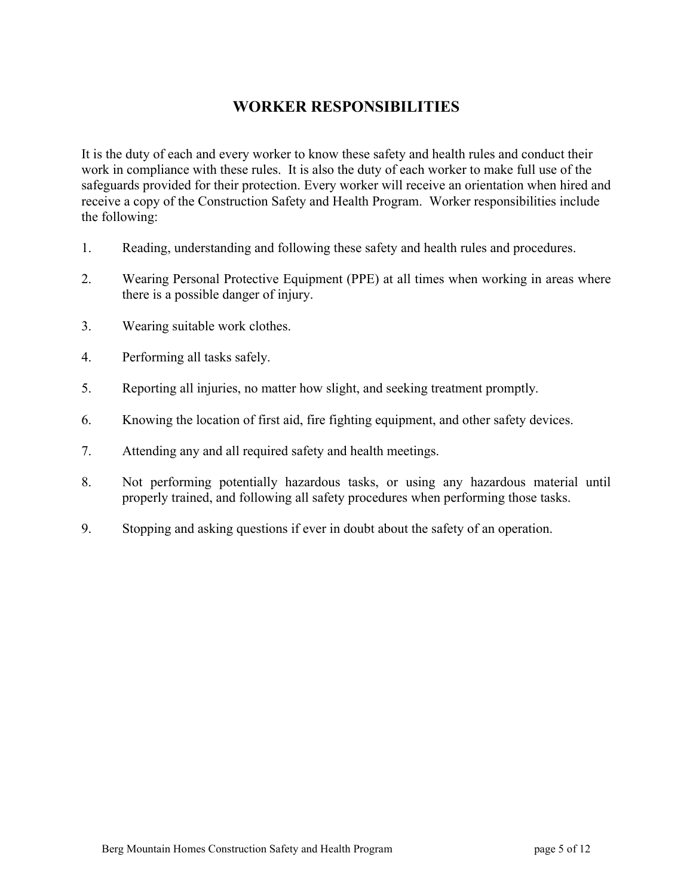# WORKER RESPONSIBILITIES

It is the duty of each and every worker to know these safety and health rules and conduct their work in compliance with these rules. It is also the duty of each worker to make full use of the safeguards provided for their protection. Every worker will receive an orientation when hired and receive a copy of the Construction Safety and Health Program. Worker responsibilities include the following:

1. Reading, understanding and following these safety and health rules and procedures.
2. Wearing Personal Protective Equipment (PPE) at all times when working in areas where there is a possible danger of injury.
3. Wearing suitable work clothes.
4. Performing all tasks safely.
5. Reporting all injuries, no matter how slight, and seeking treatment promptly.
6. Knowing the location of first aid, fire fighting equipment, and other safety devices.
7. Attending any and all required safety and health meetings.
8. Not performing potentially hazardous tasks, or using any hazardous material until properly trained, and following all safety procedures when performing those tasks.
9. Stopping and asking questions if ever in doubt about the safety of an operation.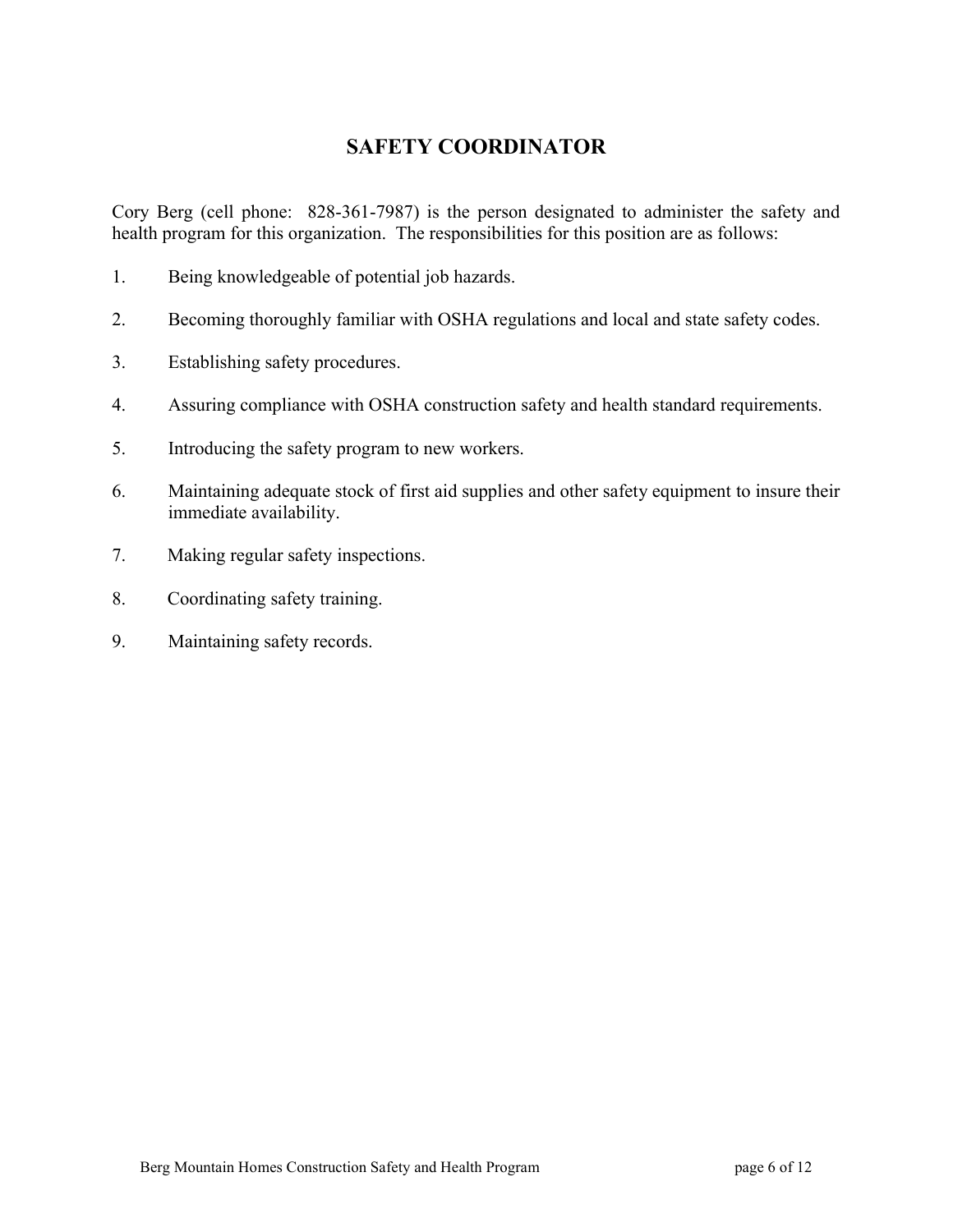## SAFETY COORDINATOR

Cory Berg (cell phone: 828-361-7987) is the person designated to administer the safety and health program for this organization. The responsibilities for this position are as follows:

1. Being knowledgeable of potential job hazards.
2. Becoming thoroughly familiar with OSHA regulations and local and state safety codes.
3. Establishing safety procedures.
4. Assuring compliance with OSHA construction safety and health standard requirements.
5. Introducing the safety program to new workers.
6. Maintaining adequate stock of first aid supplies and other safety equipment to insure their immediate availability.
7. Making regular safety inspections.
8. Coordinating safety training.
9. Maintaining safety records.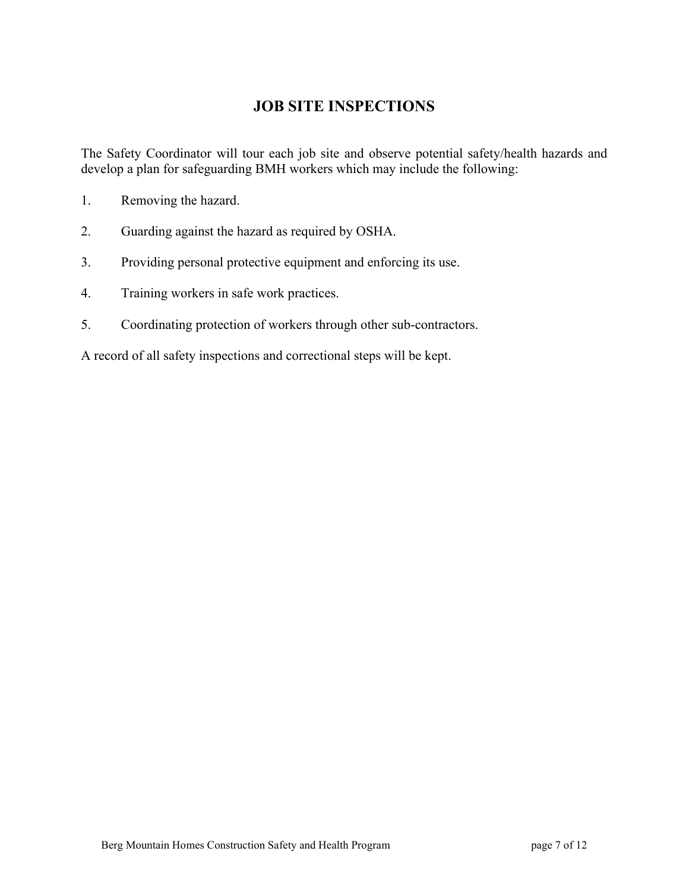## JOB SITE INSPECTIONS

The Safety Coordinator will tour each job site and observe potential safety/health hazards and develop a plan for safeguarding BMH workers which may include the following:

1. Removing the hazard.
2. Guarding against the hazard as required by OSHA.
3. Providing personal protective equipment and enforcing its use.
4. Training workers in safe work practices.
5. Coordinating protection of workers through other sub-contractors.

A record of all safety inspections and correctional steps will be kept.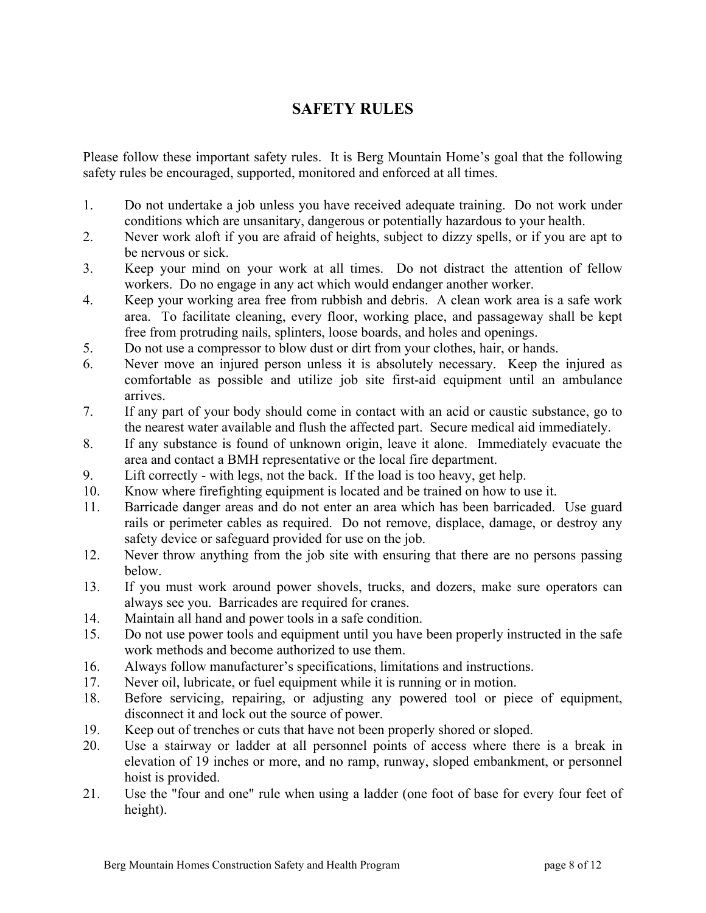# SAFETY RULES

Please follow these important safety rules. It is Berg Mountain Home's goal that the following safety rules be encouraged, supported, monitored and enforced at all times.

1. Do not undertake a job unless you have received adequate training. Do not work under conditions which are unsanitary, dangerous or potentially hazardous to your health.
2. Never work aloft if you are afraid of heights, subject to dizzy spells, or if you are apt to be nervous or sick.
3. Keep your mind on your work at all times. Do not distract the attention of fellow workers. Do no engage in any act which would endanger another worker.
4. Keep your working area free from rubbish and debris. A clean work area is a safe work area. To facilitate cleaning, every floor, working place, and passageway shall be kept free from protruding nails, splinters, loose boards, and holes and openings.
5. Do not use a compressor to blow dust or dirt from your clothes, hair, or hands.
6. Never move an injured person unless it is absolutely necessary. Keep the injured as comfortable as possible and utilize job site first-aid equipment until an ambulance arrives.
7. If any part of your body should come in contact with an acid or caustic substance, go to the nearest water available and flush the affected part. Secure medical aid immediately.
8. If any substance is found of unknown origin, leave it alone. Immediately evacuate the area and contact a BMH representative or the local fire department.
9. Lift correctly - with legs, not the back. If the load is too heavy, get help.
10. Know where firefighting equipment is located and be trained on how to use it.
11. Barricade danger areas and do not enter an area which has been barricaded. Use guard rails or perimeter cables as required. Do not remove, displace, damage, or destroy any safety device or safeguard provided for use on the job.
12. Never throw anything from the job site with ensuring that there are no persons passing below.
13. If you must work around power shovels, trucks, and dozers, make sure operators can always see you. Barricades are required for cranes.
14. Maintain all hand and power tools in a safe condition.
15. Do not use power tools and equipment until you have been properly instructed in the safe work methods and become authorized to use them.
16. Always follow manufacturer's specifications, limitations and instructions.
17. Never oil, lubricate, or fuel equipment while it is running or in motion.
18. Before servicing, repairing, or adjusting any powered tool or piece of equipment, disconnect it and lock out the source of power.
19. Keep out of trenches or cuts that have not been properly shored or sloped.
20. Use a stairway or ladder at all personnel points of access where there is a break in elevation of 19 inches or more, and no ramp, runway, sloped embankment, or personnel hoist is provided.
21. Use the "four and one" rule when using a ladder (one foot of base for every four feet of height).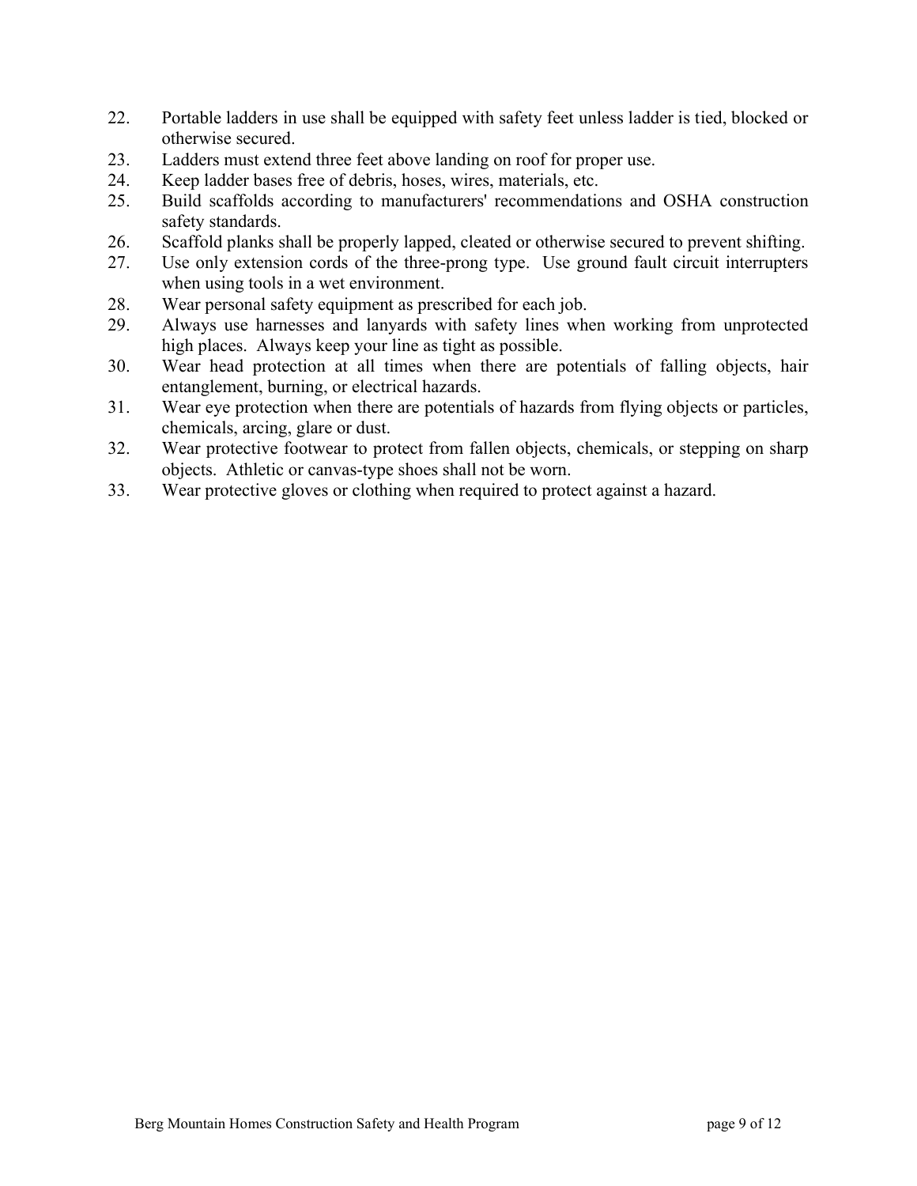22. Portable ladders in use shall be equipped with safety feet unless ladder is tied, blocked or otherwise secured.
23. Ladders must extend three feet above landing on roof for proper use.
24. Keep ladder bases free of debris, hoses, wires, materials, etc.
25. Build scaffolds according to manufacturers' recommendations and OSHA construction safety standards.
26. Scaffold planks shall be properly lapped, cleated or otherwise secured to prevent shifting.
27. Use only extension cords of the three-prong type. Use ground fault circuit interrupters when using tools in a wet environment.
28. Wear personal safety equipment as prescribed for each job.
29. Always use harnesses and lanyards with safety lines when working from unprotected high places. Always keep your line as tight as possible.
30. Wear head protection at all times when there are potentials of falling objects, hair entanglement, burning, or electrical hazards.
31. Wear eye protection when there are potentials of hazards from flying objects or particles, chemicals, arcing, glare or dust.
32. Wear protective footwear to protect from fallen objects, chemicals, or stepping on sharp objects. Athletic or canvas-type shoes shall not be worn.
33. Wear protective gloves or clothing when required to protect against a hazard.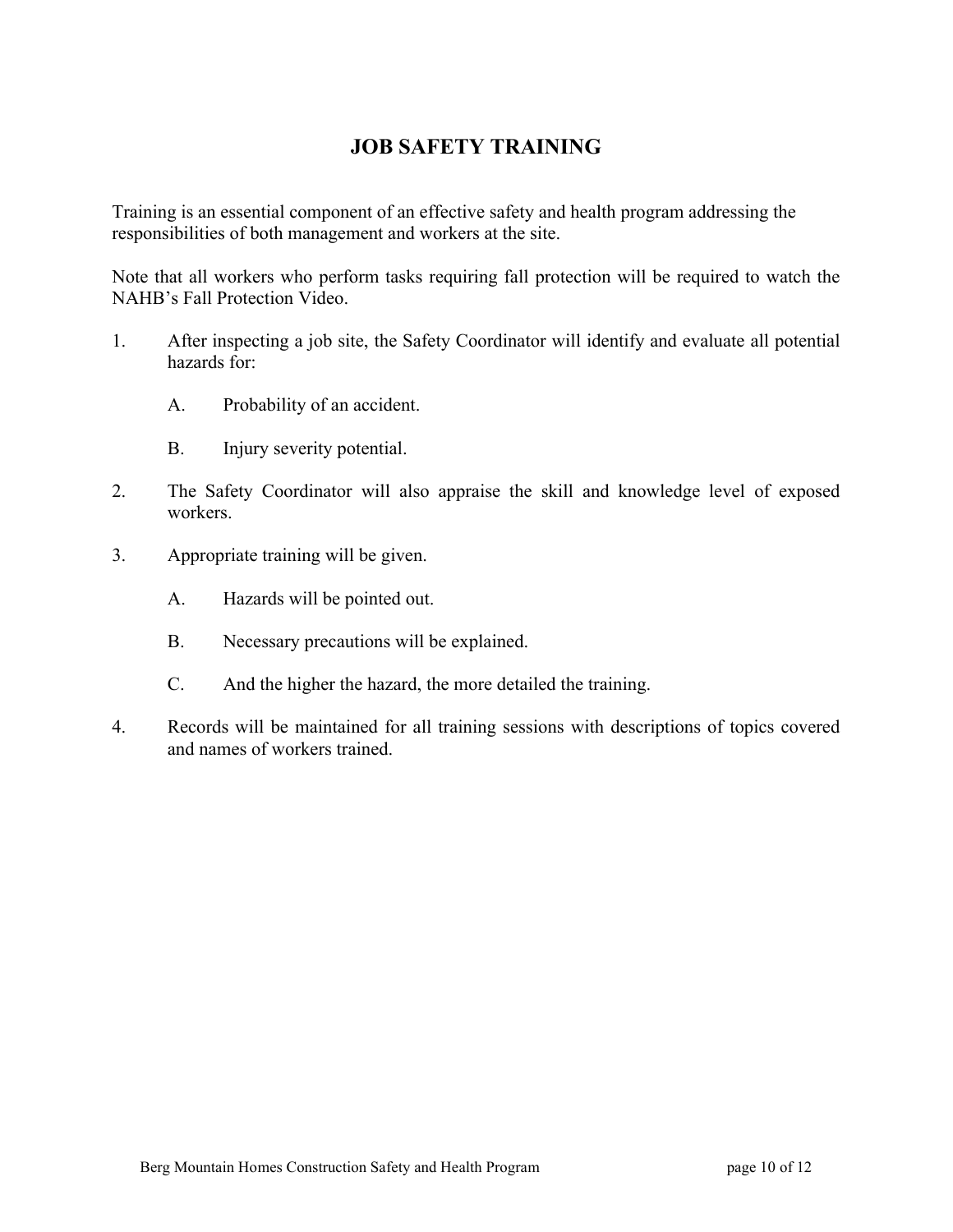# JOB SAFETY TRAINING

Training is an essential component of an effective safety and health program addressing the responsibilities of both management and workers at the site.

Note that all workers who perform tasks requiring fall protection will be required to watch the NAHB's Fall Protection Video.

1. After inspecting a job site, the Safety Coordinator will identify and evaluate all potential hazards for:

   A. Probability of an accident.

   B. Injury severity potential.

2. The Safety Coordinator will also appraise the skill and knowledge level of exposed workers.

3. Appropriate training will be given.

   A. Hazards will be pointed out.

   B. Necessary precautions will be explained.

   C. And the higher the hazard, the more detailed the training.

4. Records will be maintained for all training sessions with descriptions of topics covered and names of workers trained.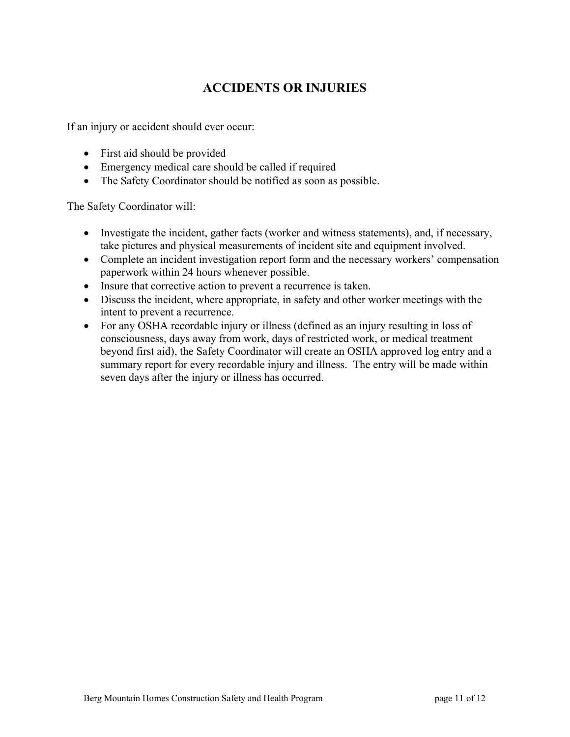# ACCIDENTS OR INJURIES

If an injury or accident should ever occur:

- First aid should be provided
- Emergency medical care should be called if required
- The Safety Coordinator should be notified as soon as possible.

The Safety Coordinator will:

- Investigate the incident, gather facts (worker and witness statements), and, if necessary, take pictures and physical measurements of incident site and equipment involved.
- Complete an incident investigation report form and the necessary workers' compensation paperwork within 24 hours whenever possible.
- Insure that corrective action to prevent a recurrence is taken.
- Discuss the incident, where appropriate, in safety and other worker meetings with the intent to prevent a recurrence.
- For any OSHA recordable injury or illness (defined as an injury resulting in loss of consciousness, days away from work, days of restricted work, or medical treatment beyond first aid), the Safety Coordinator will create an OSHA approved log entry and a summary report for every recordable injury and illness. The entry will be made within seven days after the injury or illness has occurred.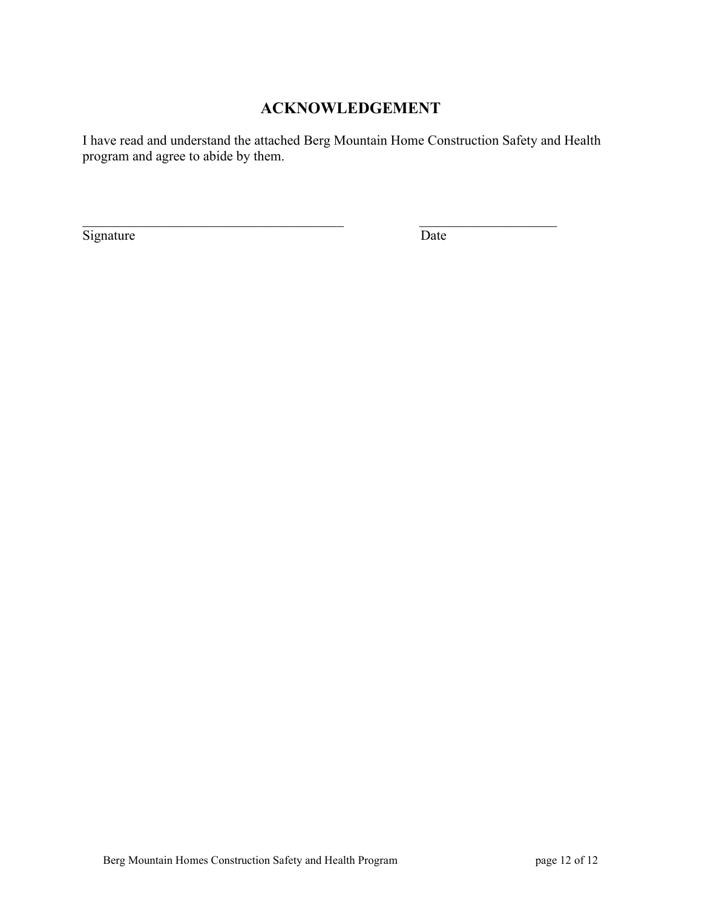# ACKNOWLEDGEMENT

I have read and understand the attached Berg Mountain Home Construction Safety and Health program and agree to abide by them.

_______________________________________ ____________________

Signature Date